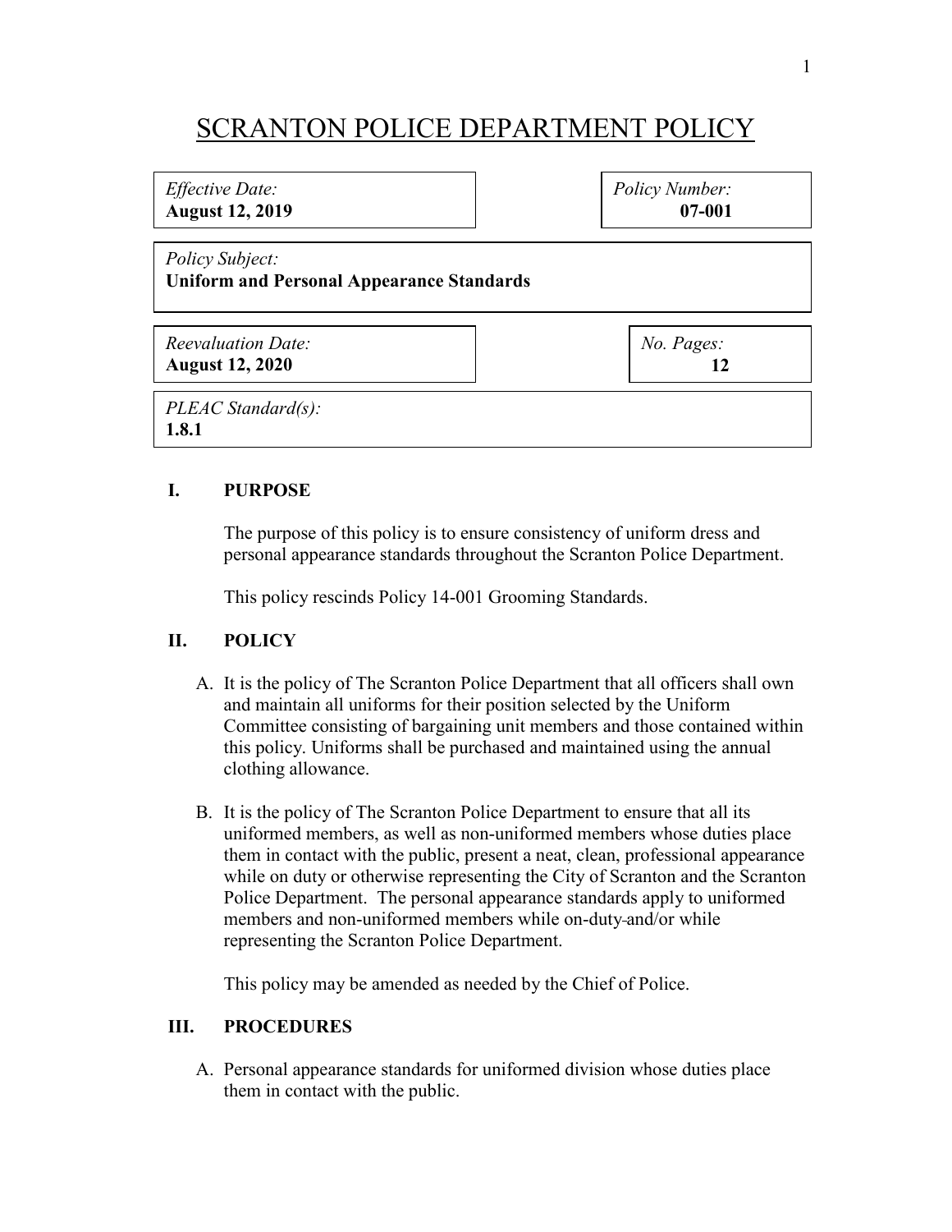# SCRANTON POLICE DEPARTMENT POLICY

| *Effective Date:* **August 12, 2019** | *Policy Number:* **07-001** |
| --- | --- |
| *Policy Subject:* **Uniform and Personal Appearance Standards** | |
| *Reevaluation Date:* **August 12, 2020** | *No. Pages:* **12** |
| *PLEAC Standard(s):* **1.8.1** | |

## I. PURPOSE

The purpose of this policy is to ensure consistency of uniform dress and personal appearance standards throughout the Scranton Police Department.

This policy rescinds Policy 14-001 Grooming Standards.

## II. POLICY

A. It is the policy of The Scranton Police Department that all officers shall own and maintain all uniforms for their position selected by the Uniform Committee consisting of bargaining unit members and those contained within this policy. Uniforms shall be purchased and maintained using the annual clothing allowance.

B. It is the policy of The Scranton Police Department to ensure that all its uniformed members, as well as non-uniformed members whose duties place them in contact with the public, present a neat, clean, professional appearance while on duty or otherwise representing the City of Scranton and the Scranton Police Department. The personal appearance standards apply to uniformed members and non-uniformed members while on-duty and/or while representing the Scranton Police Department.

This policy may be amended as needed by the Chief of Police.

## III. PROCEDURES

A. Personal appearance standards for uniformed division whose duties place them in contact with the public.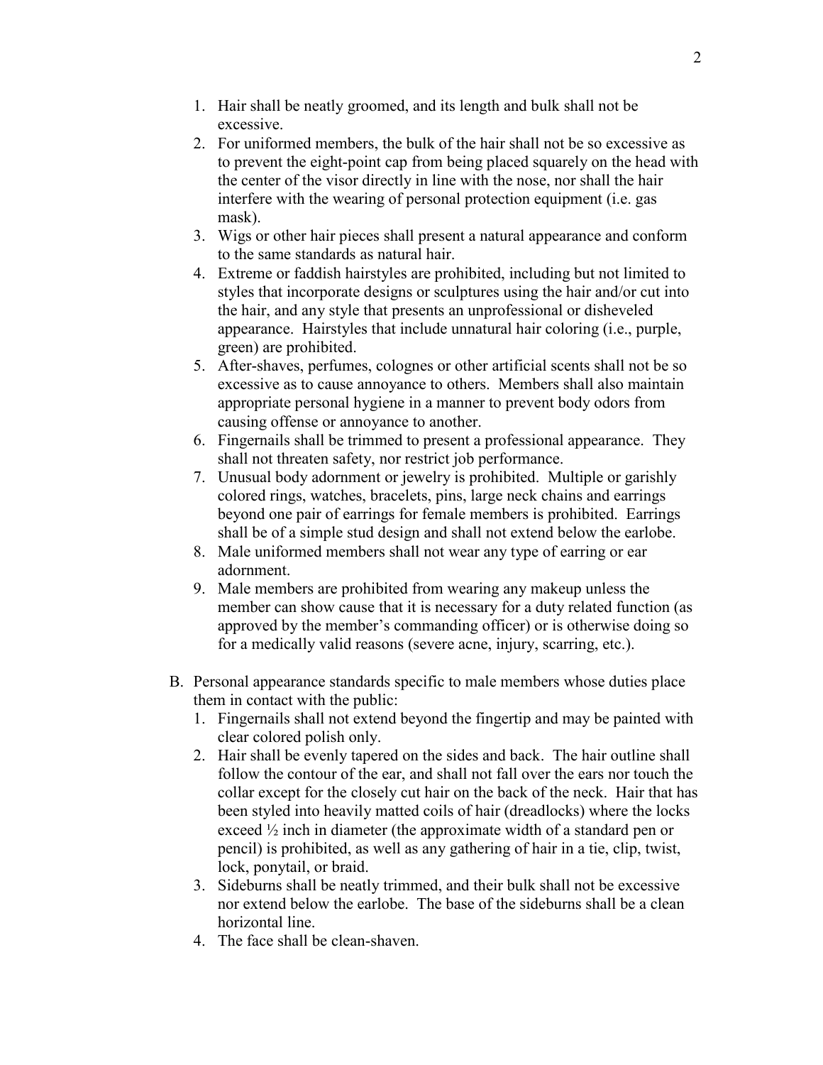1. Hair shall be neatly groomed, and its length and bulk shall not be excessive.
2. For uniformed members, the bulk of the hair shall not be so excessive as to prevent the eight-point cap from being placed squarely on the head with the center of the visor directly in line with the nose, nor shall the hair interfere with the wearing of personal protection equipment (i.e. gas mask).
3. Wigs or other hair pieces shall present a natural appearance and conform to the same standards as natural hair.
4. Extreme or faddish hairstyles are prohibited, including but not limited to styles that incorporate designs or sculptures using the hair and/or cut into the hair, and any style that presents an unprofessional or disheveled appearance. Hairstyles that include unnatural hair coloring (i.e., purple, green) are prohibited.
5. After-shaves, perfumes, colognes or other artificial scents shall not be so excessive as to cause annoyance to others. Members shall also maintain appropriate personal hygiene in a manner to prevent body odors from causing offense or annoyance to another.
6. Fingernails shall be trimmed to present a professional appearance. They shall not threaten safety, nor restrict job performance.
7. Unusual body adornment or jewelry is prohibited. Multiple or garishly colored rings, watches, bracelets, pins, large neck chains and earrings beyond one pair of earrings for female members is prohibited. Earrings shall be of a simple stud design and shall not extend below the earlobe.
8. Male uniformed members shall not wear any type of earring or ear adornment.
9. Male members are prohibited from wearing any makeup unless the member can show cause that it is necessary for a duty related function (as approved by the member's commanding officer) or is otherwise doing so for a medically valid reasons (severe acne, injury, scarring, etc.).

B. Personal appearance standards specific to male members whose duties place them in contact with the public:
   1. Fingernails shall not extend beyond the fingertip and may be painted with clear colored polish only.
   2. Hair shall be evenly tapered on the sides and back. The hair outline shall follow the contour of the ear, and shall not fall over the ears nor touch the collar except for the closely cut hair on the back of the neck. Hair that has been styled into heavily matted coils of hair (dreadlocks) where the locks exceed ½ inch in diameter (the approximate width of a standard pen or pencil) is prohibited, as well as any gathering of hair in a tie, clip, twist, lock, ponytail, or braid.
   3. Sideburns shall be neatly trimmed, and their bulk shall not be excessive nor extend below the earlobe. The base of the sideburns shall be a clean horizontal line.
   4. The face shall be clean-shaven.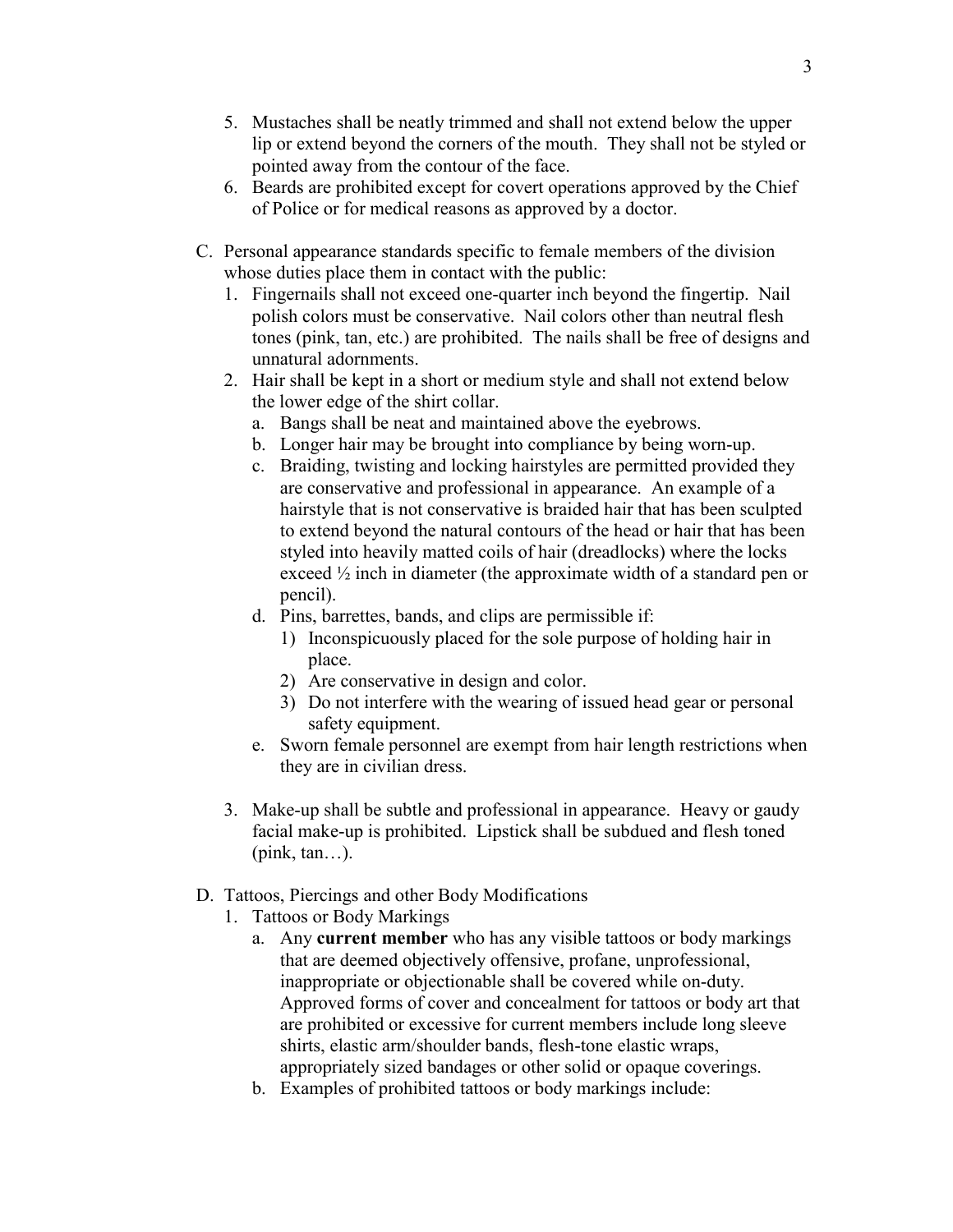5. Mustaches shall be neatly trimmed and shall not extend below the upper lip or extend beyond the corners of the mouth. They shall not be styled or pointed away from the contour of the face.
6. Beards are prohibited except for covert operations approved by the Chief of Police or for medical reasons as approved by a doctor.

C. Personal appearance standards specific to female members of the division whose duties place them in contact with the public:
   1. Fingernails shall not exceed one-quarter inch beyond the fingertip. Nail polish colors must be conservative. Nail colors other than neutral flesh tones (pink, tan, etc.) are prohibited. The nails shall be free of designs and unnatural adornments.
   2. Hair shall be kept in a short or medium style and shall not extend below the lower edge of the shirt collar.
      a. Bangs shall be neat and maintained above the eyebrows.
      b. Longer hair may be brought into compliance by being worn-up.
      c. Braiding, twisting and locking hairstyles are permitted provided they are conservative and professional in appearance. An example of a hairstyle that is not conservative is braided hair that has been sculpted to extend beyond the natural contours of the head or hair that has been styled into heavily matted coils of hair (dreadlocks) where the locks exceed ½ inch in diameter (the approximate width of a standard pen or pencil).
      d. Pins, barrettes, bands, and clips are permissible if:
         1) Inconspicuously placed for the sole purpose of holding hair in place.
         2) Are conservative in design and color.
         3) Do not interfere with the wearing of issued head gear or personal safety equipment.
      e. Sworn female personnel are exempt from hair length restrictions when they are in civilian dress.

   3. Make-up shall be subtle and professional in appearance. Heavy or gaudy facial make-up is prohibited. Lipstick shall be subdued and flesh toned (pink, tan…).

D. Tattoos, Piercings and other Body Modifications
   1. Tattoos or Body Markings
      a. Any **current member** who has any visible tattoos or body markings that are deemed objectively offensive, profane, unprofessional, inappropriate or objectionable shall be covered while on-duty. Approved forms of cover and concealment for tattoos or body art that are prohibited or excessive for current members include long sleeve shirts, elastic arm/shoulder bands, flesh-tone elastic wraps, appropriately sized bandages or other solid or opaque coverings.
      b. Examples of prohibited tattoos or body markings include: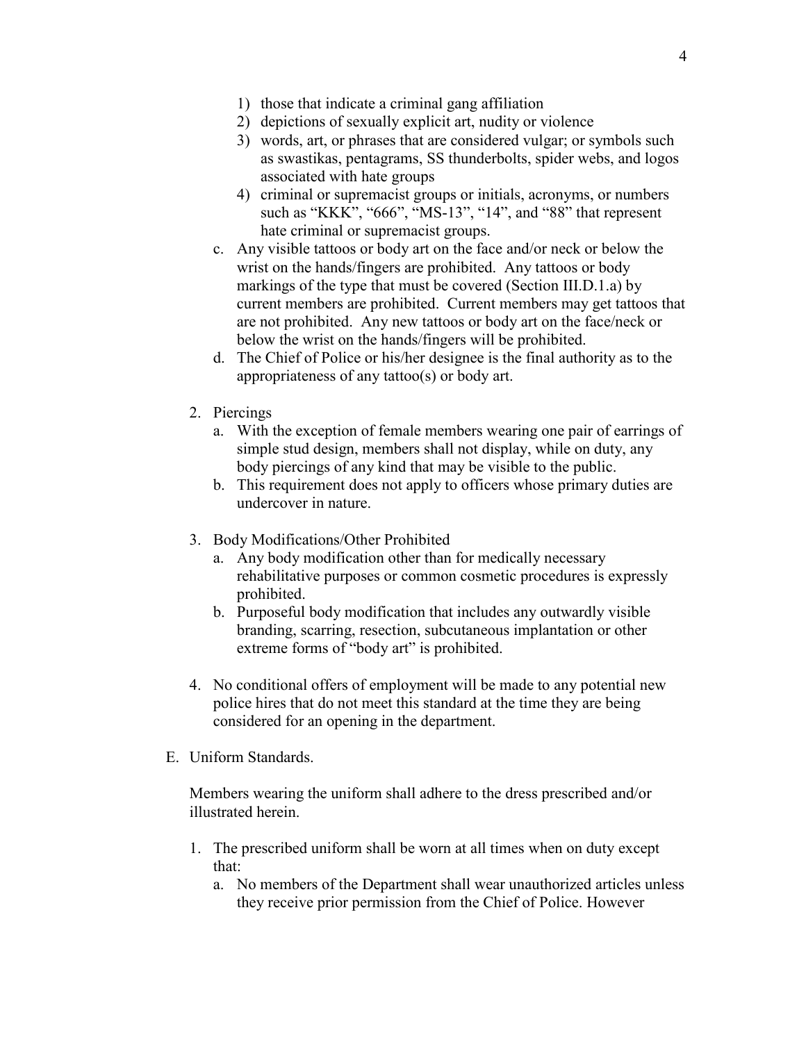1) those that indicate a criminal gang affiliation
2) depictions of sexually explicit art, nudity or violence
3) words, art, or phrases that are considered vulgar; or symbols such as swastikas, pentagrams, SS thunderbolts, spider webs, and logos associated with hate groups
4) criminal or supremacist groups or initials, acronyms, or numbers such as "KKK", "666", "MS-13", "14", and "88" that represent hate criminal or supremacist groups.

c. Any visible tattoos or body art on the face and/or neck or below the wrist on the hands/fingers are prohibited. Any tattoos or body markings of the type that must be covered (Section III.D.1.a) by current members are prohibited. Current members may get tattoos that are not prohibited. Any new tattoos or body art on the face/neck or below the wrist on the hands/fingers will be prohibited.

d. The Chief of Police or his/her designee is the final authority as to the appropriateness of any tattoo(s) or body art.

2. Piercings
   a. With the exception of female members wearing one pair of earrings of simple stud design, members shall not display, while on duty, any body piercings of any kind that may be visible to the public.
   b. This requirement does not apply to officers whose primary duties are undercover in nature.

3. Body Modifications/Other Prohibited
   a. Any body modification other than for medically necessary rehabilitative purposes or common cosmetic procedures is expressly prohibited.
   b. Purposeful body modification that includes any outwardly visible branding, scarring, resection, subcutaneous implantation or other extreme forms of "body art" is prohibited.

4. No conditional offers of employment will be made to any potential new police hires that do not meet this standard at the time they are being considered for an opening in the department.

E. Uniform Standards.

Members wearing the uniform shall adhere to the dress prescribed and/or illustrated herein.

1. The prescribed uniform shall be worn at all times when on duty except that:
   a. No members of the Department shall wear unauthorized articles unless they receive prior permission from the Chief of Police. However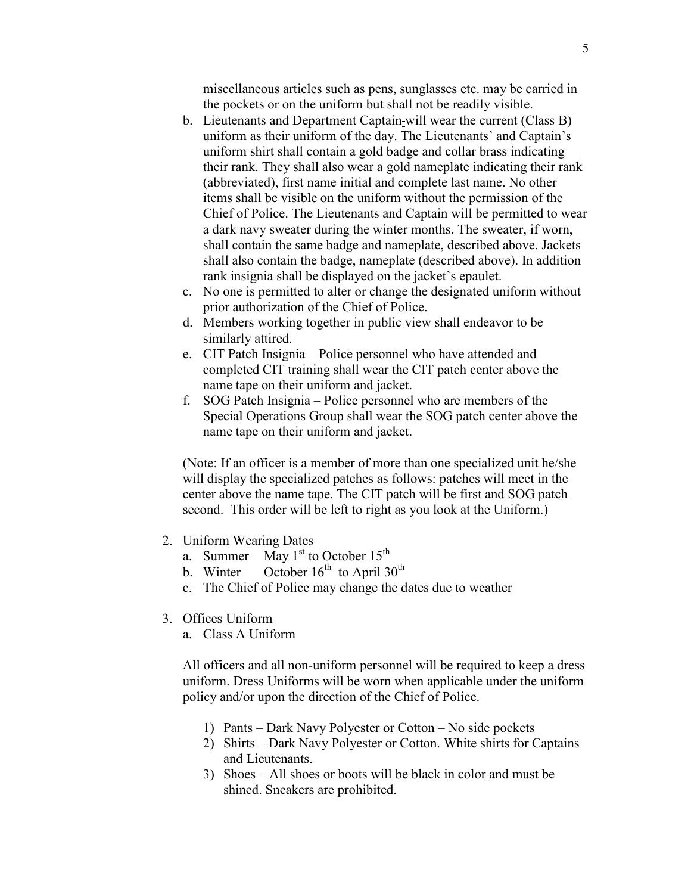miscellaneous articles such as pens, sunglasses etc. may be carried in the pockets or on the uniform but shall not be readily visible.

b. Lieutenants and Department Captain will wear the current (Class B) uniform as their uniform of the day. The Lieutenants' and Captain's uniform shirt shall contain a gold badge and collar brass indicating their rank. They shall also wear a gold nameplate indicating their rank (abbreviated), first name initial and complete last name. No other items shall be visible on the uniform without the permission of the Chief of Police. The Lieutenants and Captain will be permitted to wear a dark navy sweater during the winter months. The sweater, if worn, shall contain the same badge and nameplate, described above. Jackets shall also contain the badge, nameplate (described above). In addition rank insignia shall be displayed on the jacket's epaulet.

c. No one is permitted to alter or change the designated uniform without prior authorization of the Chief of Police.

d. Members working together in public view shall endeavor to be similarly attired.

e. CIT Patch Insignia – Police personnel who have attended and completed CIT training shall wear the CIT patch center above the name tape on their uniform and jacket.

f. SOG Patch Insignia – Police personnel who are members of the Special Operations Group shall wear the SOG patch center above the name tape on their uniform and jacket.

(Note: If an officer is a member of more than one specialized unit he/she will display the specialized patches as follows: patches will meet in the center above the name tape. The CIT patch will be first and SOG patch second. This order will be left to right as you look at the Uniform.)

2. Uniform Wearing Dates
   a. Summer May 1st to October 15th
   b. Winter October 16th to April 30th
   c. The Chief of Police may change the dates due to weather

3. Offices Uniform
   a. Class A Uniform

   All officers and all non-uniform personnel will be required to keep a dress uniform. Dress Uniforms will be worn when applicable under the uniform policy and/or upon the direction of the Chief of Police.

   1) Pants – Dark Navy Polyester or Cotton – No side pockets
   2) Shirts – Dark Navy Polyester or Cotton. White shirts for Captains and Lieutenants.
   3) Shoes – All shoes or boots will be black in color and must be shined. Sneakers are prohibited.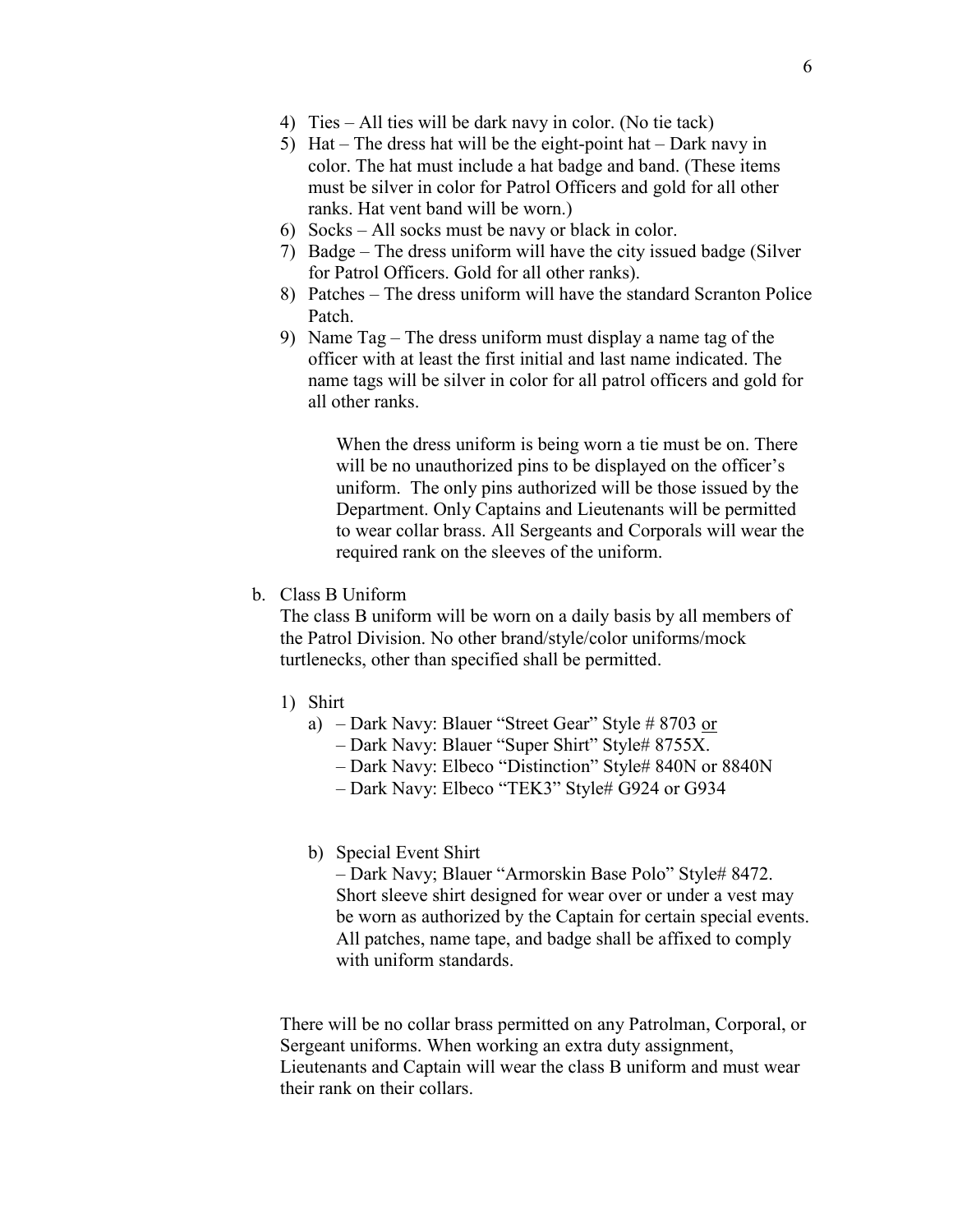4) Ties – All ties will be dark navy in color. (No tie tack)
5) Hat – The dress hat will be the eight-point hat – Dark navy in color. The hat must include a hat badge and band. (These items must be silver in color for Patrol Officers and gold for all other ranks. Hat vent band will be worn.)
6) Socks – All socks must be navy or black in color.
7) Badge – The dress uniform will have the city issued badge (Silver for Patrol Officers. Gold for all other ranks).
8) Patches – The dress uniform will have the standard Scranton Police Patch.
9) Name Tag – The dress uniform must display a name tag of the officer with at least the first initial and last name indicated. The name tags will be silver in color for all patrol officers and gold for all other ranks.

When the dress uniform is being worn a tie must be on. There will be no unauthorized pins to be displayed on the officer's uniform. The only pins authorized will be those issued by the Department. Only Captains and Lieutenants will be permitted to wear collar brass. All Sergeants and Corporals will wear the required rank on the sleeves of the uniform.

b. Class B Uniform

The class B uniform will be worn on a daily basis by all members of the Patrol Division. No other brand/style/color uniforms/mock turtlenecks, other than specified shall be permitted.

1) Shirt
   a) – Dark Navy: Blauer "Street Gear" Style # 8703 <u>or</u>
      – Dark Navy: Blauer "Super Shirt" Style# 8755X.
      – Dark Navy: Elbeco "Distinction" Style# 840N or 8840N
      – Dark Navy: Elbeco "TEK3" Style# G924 or G934

   b) Special Event Shirt
      – Dark Navy; Blauer "Armorskin Base Polo" Style# 8472. Short sleeve shirt designed for wear over or under a vest may be worn as authorized by the Captain for certain special events. All patches, name tape, and badge shall be affixed to comply with uniform standards.

There will be no collar brass permitted on any Patrolman, Corporal, or Sergeant uniforms. When working an extra duty assignment, Lieutenants and Captain will wear the class B uniform and must wear their rank on their collars.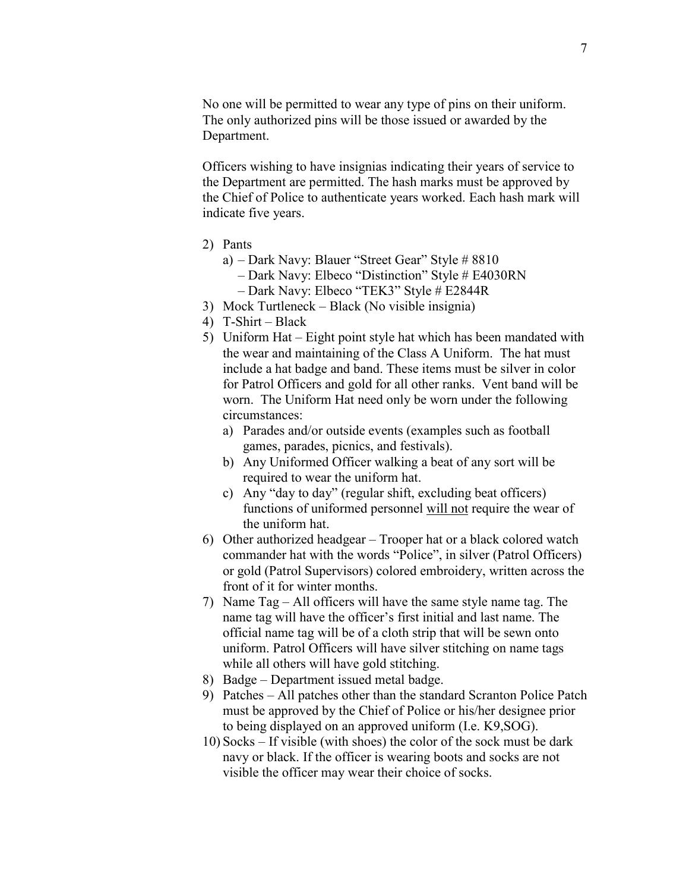No one will be permitted to wear any type of pins on their uniform. The only authorized pins will be those issued or awarded by the Department.

Officers wishing to have insignias indicating their years of service to the Department are permitted. The hash marks must be approved by the Chief of Police to authenticate years worked. Each hash mark will indicate five years.

2) Pants
   a) – Dark Navy: Blauer "Street Gear" Style # 8810
      – Dark Navy: Elbeco "Distinction" Style # E4030RN
      – Dark Navy: Elbeco "TEK3" Style # E2844R
3) Mock Turtleneck – Black (No visible insignia)
4) T-Shirt – Black
5) Uniform Hat – Eight point style hat which has been mandated with the wear and maintaining of the Class A Uniform. The hat must include a hat badge and band. These items must be silver in color for Patrol Officers and gold for all other ranks. Vent band will be worn. The Uniform Hat need only be worn under the following circumstances:
   a) Parades and/or outside events (examples such as football games, parades, picnics, and festivals).
   b) Any Uniformed Officer walking a beat of any sort will be required to wear the uniform hat.
   c) Any "day to day" (regular shift, excluding beat officers) functions of uniformed personnel <u>will not</u> require the wear of the uniform hat.
6) Other authorized headgear – Trooper hat or a black colored watch commander hat with the words "Police", in silver (Patrol Officers) or gold (Patrol Supervisors) colored embroidery, written across the front of it for winter months.
7) Name Tag – All officers will have the same style name tag. The name tag will have the officer's first initial and last name. The official name tag will be of a cloth strip that will be sewn onto uniform. Patrol Officers will have silver stitching on name tags while all others will have gold stitching.
8) Badge – Department issued metal badge.
9) Patches – All patches other than the standard Scranton Police Patch must be approved by the Chief of Police or his/her designee prior to being displayed on an approved uniform (I.e. K9,SOG).
10) Socks – If visible (with shoes) the color of the sock must be dark navy or black. If the officer is wearing boots and socks are not visible the officer may wear their choice of socks.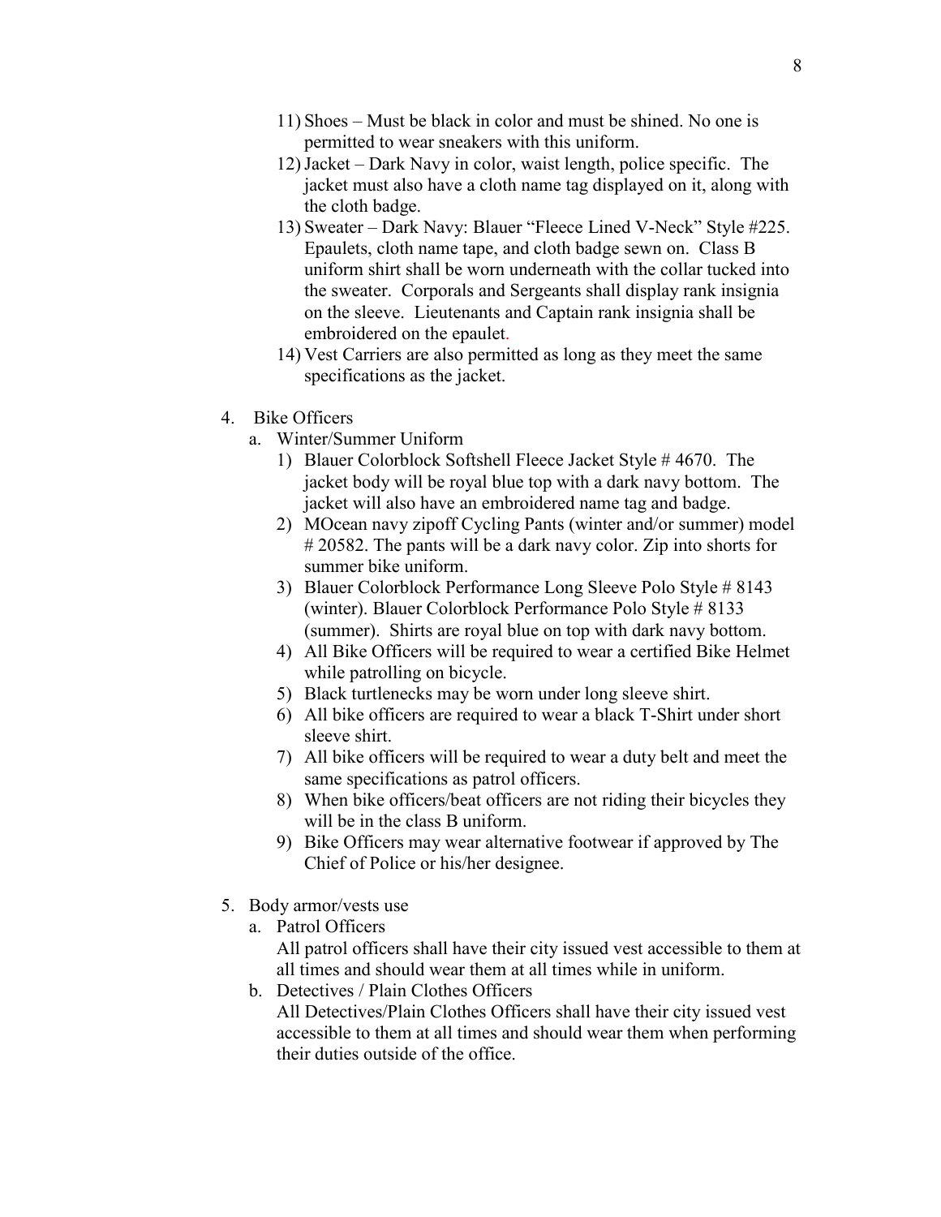11) Shoes – Must be black in color and must be shined. No one is permitted to wear sneakers with this uniform.
12) Jacket – Dark Navy in color, waist length, police specific. The jacket must also have a cloth name tag displayed on it, along with the cloth badge.
13) Sweater – Dark Navy: Blauer "Fleece Lined V-Neck" Style #225. Epaulets, cloth name tape, and cloth badge sewn on. Class B uniform shirt shall be worn underneath with the collar tucked into the sweater. Corporals and Sergeants shall display rank insignia on the sleeve. Lieutenants and Captain rank insignia shall be embroidered on the epaulet.
14) Vest Carriers are also permitted as long as they meet the same specifications as the jacket.

4. Bike Officers
   a. Winter/Summer Uniform
      1) Blauer Colorblock Softshell Fleece Jacket Style # 4670. The jacket body will be royal blue top with a dark navy bottom. The jacket will also have an embroidered name tag and badge.
      2) MOcean navy zipoff Cycling Pants (winter and/or summer) model # 20582. The pants will be a dark navy color. Zip into shorts for summer bike uniform.
      3) Blauer Colorblock Performance Long Sleeve Polo Style # 8143 (winter). Blauer Colorblock Performance Polo Style # 8133 (summer). Shirts are royal blue on top with dark navy bottom.
      4) All Bike Officers will be required to wear a certified Bike Helmet while patrolling on bicycle.
      5) Black turtlenecks may be worn under long sleeve shirt.
      6) All bike officers are required to wear a black T-Shirt under short sleeve shirt.
      7) All bike officers will be required to wear a duty belt and meet the same specifications as patrol officers.
      8) When bike officers/beat officers are not riding their bicycles they will be in the class B uniform.
      9) Bike Officers may wear alternative footwear if approved by The Chief of Police or his/her designee.

5. Body armor/vests use
   a. Patrol Officers
      All patrol officers shall have their city issued vest accessible to them at all times and should wear them at all times while in uniform.
   b. Detectives / Plain Clothes Officers
      All Detectives/Plain Clothes Officers shall have their city issued vest accessible to them at all times and should wear them when performing their duties outside of the office.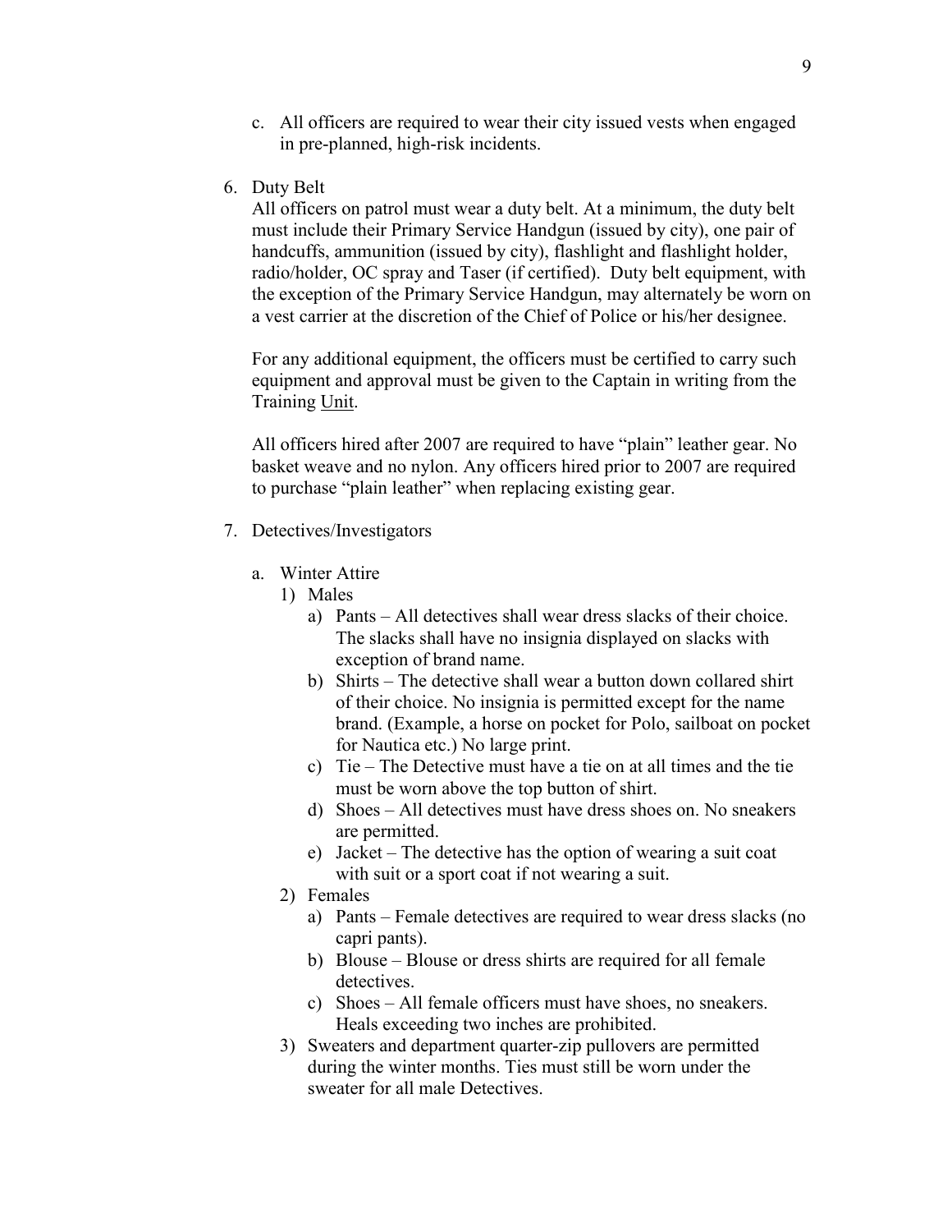c. All officers are required to wear their city issued vests when engaged in pre-planned, high-risk incidents.

6. Duty Belt

   All officers on patrol must wear a duty belt. At a minimum, the duty belt must include their Primary Service Handgun (issued by city), one pair of handcuffs, ammunition (issued by city), flashlight and flashlight holder, radio/holder, OC spray and Taser (if certified). Duty belt equipment, with the exception of the Primary Service Handgun, may alternately be worn on a vest carrier at the discretion of the Chief of Police or his/her designee.

   For any additional equipment, the officers must be certified to carry such equipment and approval must be given to the Captain in writing from the Training Unit.

   All officers hired after 2007 are required to have "plain" leather gear. No basket weave and no nylon. Any officers hired prior to 2007 are required to purchase "plain leather" when replacing existing gear.

7. Detectives/Investigators

   a. Winter Attire

      1) Males

         a) Pants – All detectives shall wear dress slacks of their choice. The slacks shall have no insignia displayed on slacks with exception of brand name.

         b) Shirts – The detective shall wear a button down collared shirt of their choice. No insignia is permitted except for the name brand. (Example, a horse on pocket for Polo, sailboat on pocket for Nautica etc.) No large print.

         c) Tie – The Detective must have a tie on at all times and the tie must be worn above the top button of shirt.

         d) Shoes – All detectives must have dress shoes on. No sneakers are permitted.

         e) Jacket – The detective has the option of wearing a suit coat with suit or a sport coat if not wearing a suit.

      2) Females

         a) Pants – Female detectives are required to wear dress slacks (no capri pants).

         b) Blouse – Blouse or dress shirts are required for all female detectives.

         c) Shoes – All female officers must have shoes, no sneakers. Heals exceeding two inches are prohibited.

      3) Sweaters and department quarter-zip pullovers are permitted during the winter months. Ties must still be worn under the sweater for all male Detectives.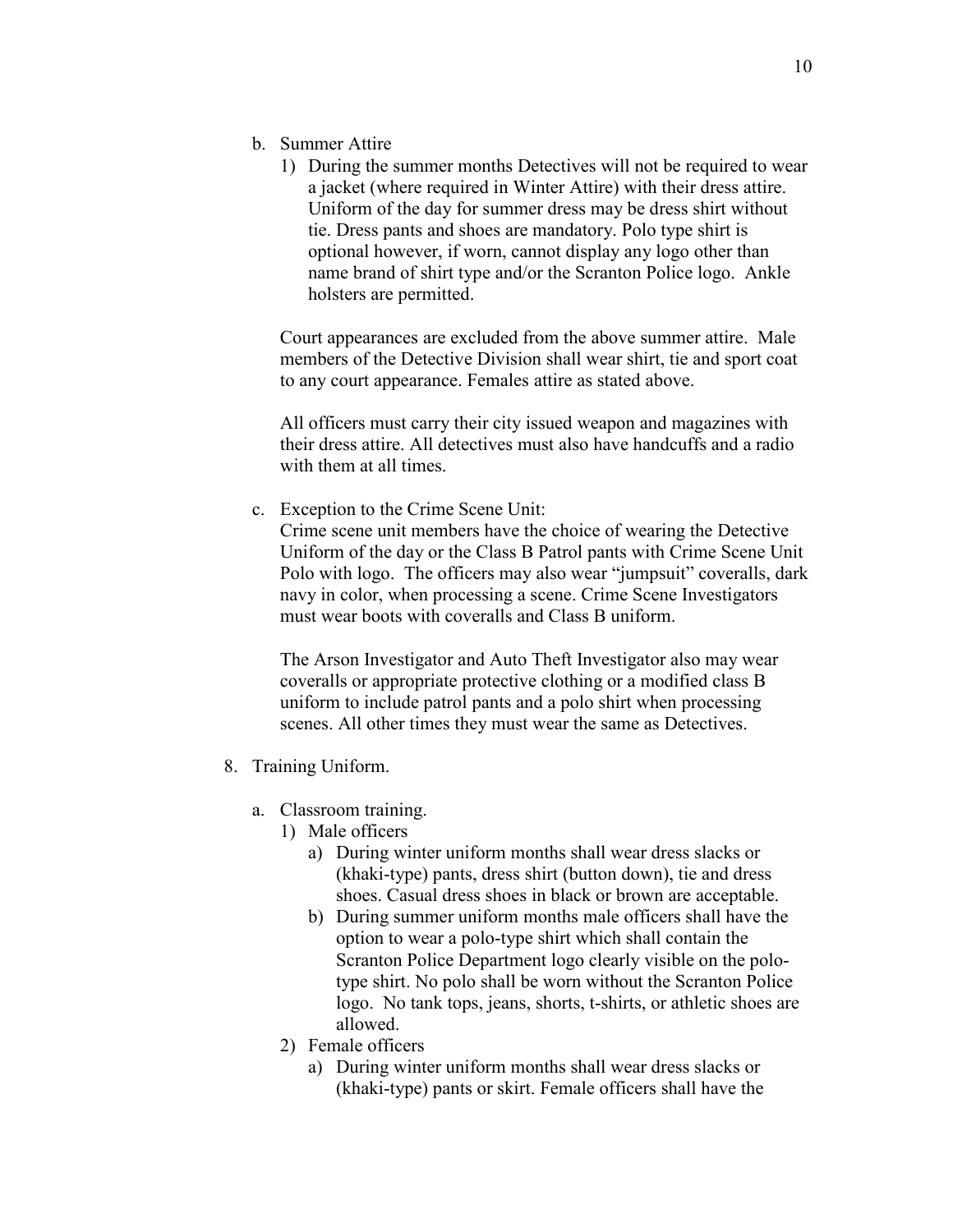b. Summer Attire

1) During the summer months Detectives will not be required to wear a jacket (where required in Winter Attire) with their dress attire. Uniform of the day for summer dress may be dress shirt without tie. Dress pants and shoes are mandatory. Polo type shirt is optional however, if worn, cannot display any logo other than name brand of shirt type and/or the Scranton Police logo. Ankle holsters are permitted.

Court appearances are excluded from the above summer attire. Male members of the Detective Division shall wear shirt, tie and sport coat to any court appearance. Females attire as stated above.

All officers must carry their city issued weapon and magazines with their dress attire. All detectives must also have handcuffs and a radio with them at all times.

c. Exception to the Crime Scene Unit:

Crime scene unit members have the choice of wearing the Detective Uniform of the day or the Class B Patrol pants with Crime Scene Unit Polo with logo. The officers may also wear "jumpsuit" coveralls, dark navy in color, when processing a scene. Crime Scene Investigators must wear boots with coveralls and Class B uniform.

The Arson Investigator and Auto Theft Investigator also may wear coveralls or appropriate protective clothing or a modified class B uniform to include patrol pants and a polo shirt when processing scenes. All other times they must wear the same as Detectives.

8. Training Uniform.

a. Classroom training.

1) Male officers

a) During winter uniform months shall wear dress slacks or (khaki-type) pants, dress shirt (button down), tie and dress shoes. Casual dress shoes in black or brown are acceptable.

b) During summer uniform months male officers shall have the option to wear a polo-type shirt which shall contain the Scranton Police Department logo clearly visible on the polo-type shirt. No polo shall be worn without the Scranton Police logo. No tank tops, jeans, shorts, t-shirts, or athletic shoes are allowed.

2) Female officers

a) During winter uniform months shall wear dress slacks or (khaki-type) pants or skirt. Female officers shall have the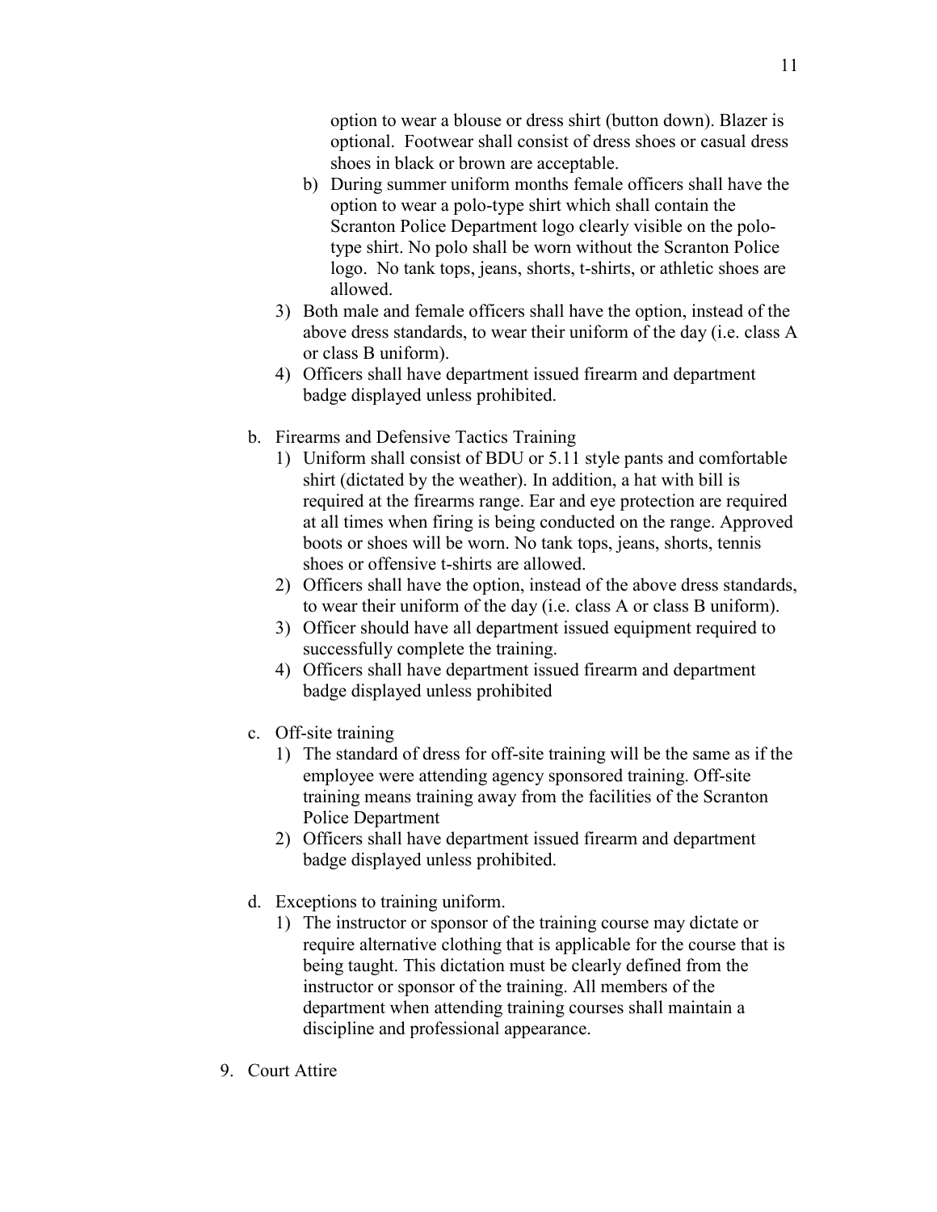option to wear a blouse or dress shirt (button down). Blazer is optional. Footwear shall consist of dress shoes or casual dress shoes in black or brown are acceptable.

   b) During summer uniform months female officers shall have the option to wear a polo-type shirt which shall contain the Scranton Police Department logo clearly visible on the polo-type shirt. No polo shall be worn without the Scranton Police logo. No tank tops, jeans, shorts, t-shirts, or athletic shoes are allowed.

3) Both male and female officers shall have the option, instead of the above dress standards, to wear their uniform of the day (i.e. class A or class B uniform).
4) Officers shall have department issued firearm and department badge displayed unless prohibited.

b. Firearms and Defensive Tactics Training
   1) Uniform shall consist of BDU or 5.11 style pants and comfortable shirt (dictated by the weather). In addition, a hat with bill is required at the firearms range. Ear and eye protection are required at all times when firing is being conducted on the range. Approved boots or shoes will be worn. No tank tops, jeans, shorts, tennis shoes or offensive t-shirts are allowed.
   2) Officers shall have the option, instead of the above dress standards, to wear their uniform of the day (i.e. class A or class B uniform).
   3) Officer should have all department issued equipment required to successfully complete the training.
   4) Officers shall have department issued firearm and department badge displayed unless prohibited

c. Off-site training
   1) The standard of dress for off-site training will be the same as if the employee were attending agency sponsored training. Off-site training means training away from the facilities of the Scranton Police Department
   2) Officers shall have department issued firearm and department badge displayed unless prohibited.

d. Exceptions to training uniform.
   1) The instructor or sponsor of the training course may dictate or require alternative clothing that is applicable for the course that is being taught. This dictation must be clearly defined from the instructor or sponsor of the training. All members of the department when attending training courses shall maintain a discipline and professional appearance.

9. Court Attire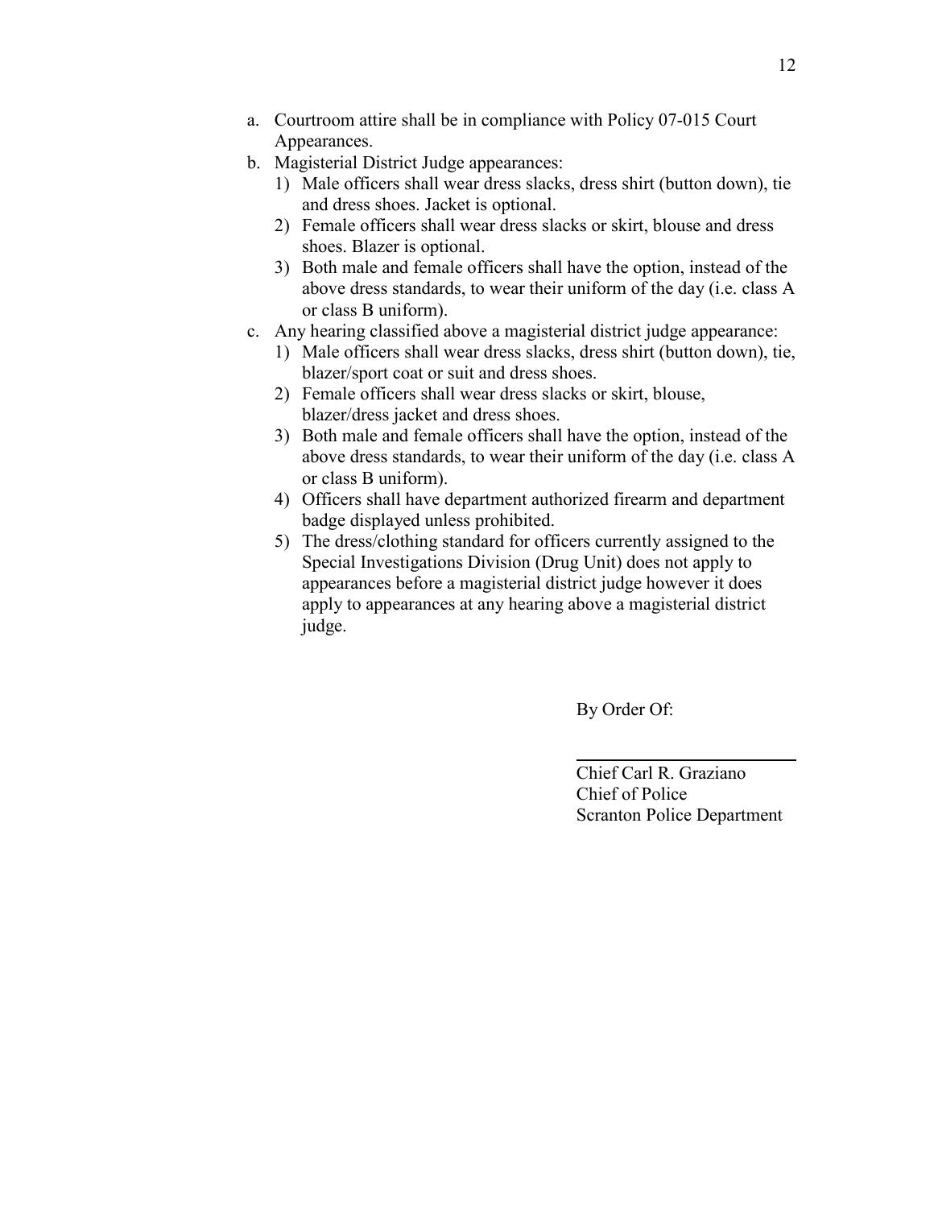a. Courtroom attire shall be in compliance with Policy 07-015 Court Appearances.
b. Magisterial District Judge appearances:
   1) Male officers shall wear dress slacks, dress shirt (button down), tie and dress shoes. Jacket is optional.
   2) Female officers shall wear dress slacks or skirt, blouse and dress shoes. Blazer is optional.
   3) Both male and female officers shall have the option, instead of the above dress standards, to wear their uniform of the day (i.e. class A or class B uniform).
c. Any hearing classified above a magisterial district judge appearance:
   1) Male officers shall wear dress slacks, dress shirt (button down), tie, blazer/sport coat or suit and dress shoes.
   2) Female officers shall wear dress slacks or skirt, blouse, blazer/dress jacket and dress shoes.
   3) Both male and female officers shall have the option, instead of the above dress standards, to wear their uniform of the day (i.e. class A or class B uniform).
   4) Officers shall have department authorized firearm and department badge displayed unless prohibited.
   5) The dress/clothing standard for officers currently assigned to the Special Investigations Division (Drug Unit) does not apply to appearances before a magisterial district judge however it does apply to appearances at any hearing above a magisterial district judge.

By Order Of:

Chief Carl R. Graziano
Chief of Police
Scranton Police Department